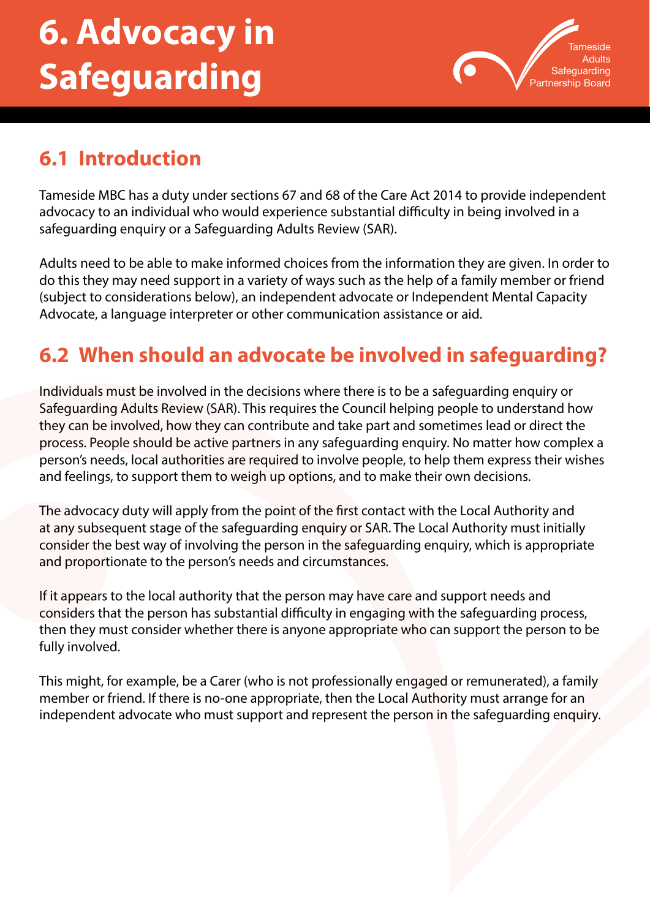# 6. Advocacy in Safeguarding

## 6.1 Introduction

Tameside MBC has a duty under sections 67 and 68 of the Care Act 2014 to provide independent advocacy to an individual who would experience substantial difficulty in being involved in a safeguarding enquiry or a Safeguarding Adults Review (SAR).

Adults need to be able to make informed choices from the information they are given. In order to do this they may need support in a variety of ways such as the help of a family member or friend (subject to considerations below), an independent advocate or Independent Mental Capacity Advocate, a language interpreter or other communication assistance or aid.

## 6.2 When should an advocate be involved in safeguarding?

Individuals must be involved in the decisions where there is to be a safeguarding enquiry or Safeguarding Adults Review (SAR). This requires the Council helping people to understand how they can be involved, how they can contribute and take part and sometimes lead or direct the process. People should be active partners in any safeguarding enquiry. No matter how complex a person's needs, local authorities are required to involve people, to help them express their wishes and feelings, to support them to weigh up options, and to make their own decisions.

The advocacy duty will apply from the point of the first contact with the Local Authority and at any subsequent stage of the safeguarding enquiry or SAR. The Local Authority must initially consider the best way of involving the person in the safeguarding enquiry, which is appropriate and proportionate to the person's needs and circumstances.

If it appears to the local authority that the person may have care and support needs and considers that the person has substantial difficulty in engaging with the safeguarding process, then they must consider whether there is anyone appropriate who can support the person to be fully involved.

This might, for example, be a Carer (who is not professionally engaged or remunerated), a family member or friend. If there is no-one appropriate, then the Local Authority must arrange for an independent advocate who must support and represent the person in the safeguarding enquiry.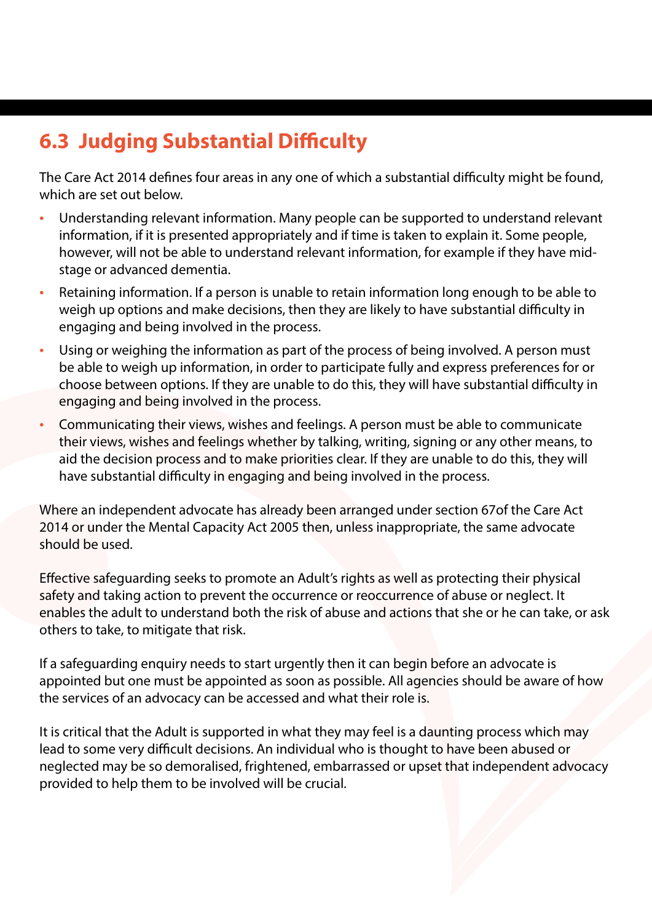## 6.3 Judging Substantial Difficulty

The Care Act 2014 defines four areas in any one of which a substantial difficulty might be found, which are set out below.

- Understanding relevant information. Many people can be supported to understand relevant information, if it is presented appropriately and if time is taken to explain it. Some people, however, will not be able to understand relevant information, for example if they have mid-stage or advanced dementia.
- Retaining information. If a person is unable to retain information long enough to be able to weigh up options and make decisions, then they are likely to have substantial difficulty in engaging and being involved in the process.
- Using or weighing the information as part of the process of being involved. A person must be able to weigh up information, in order to participate fully and express preferences for or choose between options. If they are unable to do this, they will have substantial difficulty in engaging and being involved in the process.
- Communicating their views, wishes and feelings. A person must be able to communicate their views, wishes and feelings whether by talking, writing, signing or any other means, to aid the decision process and to make priorities clear. If they are unable to do this, they will have substantial difficulty in engaging and being involved in the process.

Where an independent advocate has already been arranged under section 67of the Care Act 2014 or under the Mental Capacity Act 2005 then, unless inappropriate, the same advocate should be used.

Effective safeguarding seeks to promote an Adult's rights as well as protecting their physical safety and taking action to prevent the occurrence or reoccurrence of abuse or neglect. It enables the adult to understand both the risk of abuse and actions that she or he can take, or ask others to take, to mitigate that risk.

If a safeguarding enquiry needs to start urgently then it can begin before an advocate is appointed but one must be appointed as soon as possible. All agencies should be aware of how the services of an advocacy can be accessed and what their role is.

It is critical that the Adult is supported in what they may feel is a daunting process which may lead to some very difficult decisions. An individual who is thought to have been abused or neglected may be so demoralised, frightened, embarrassed or upset that independent advocacy provided to help them to be involved will be crucial.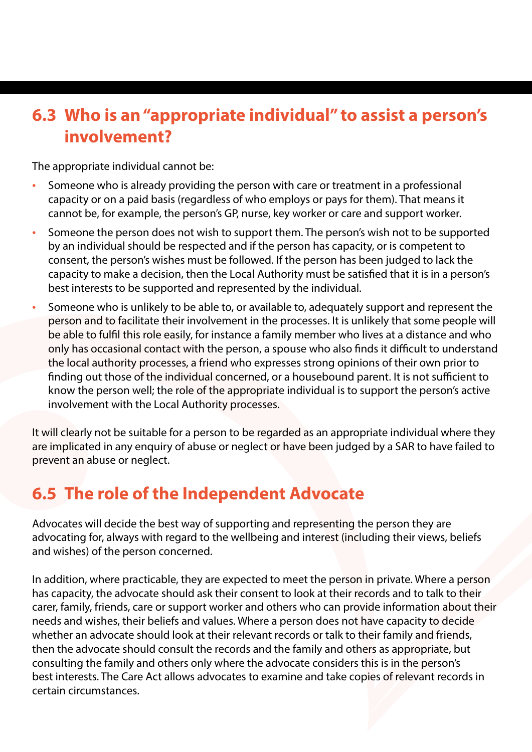## 6.3 Who is an "appropriate individual" to assist a person's involvement?

The appropriate individual cannot be:

- Someone who is already providing the person with care or treatment in a professional capacity or on a paid basis (regardless of who employs or pays for them). That means it cannot be, for example, the person's GP, nurse, key worker or care and support worker.
- Someone the person does not wish to support them. The person's wish not to be supported by an individual should be respected and if the person has capacity, or is competent to consent, the person's wishes must be followed. If the person has been judged to lack the capacity to make a decision, then the Local Authority must be satisfied that it is in a person's best interests to be supported and represented by the individual.
- Someone who is unlikely to be able to, or available to, adequately support and represent the person and to facilitate their involvement in the processes. It is unlikely that some people will be able to fulfil this role easily, for instance a family member who lives at a distance and who only has occasional contact with the person, a spouse who also finds it difficult to understand the local authority processes, a friend who expresses strong opinions of their own prior to finding out those of the individual concerned, or a housebound parent. It is not sufficient to know the person well; the role of the appropriate individual is to support the person's active involvement with the Local Authority processes.

It will clearly not be suitable for a person to be regarded as an appropriate individual where they are implicated in any enquiry of abuse or neglect or have been judged by a SAR to have failed to prevent an abuse or neglect.

## 6.5 The role of the Independent Advocate

Advocates will decide the best way of supporting and representing the person they are advocating for, always with regard to the wellbeing and interest (including their views, beliefs and wishes) of the person concerned.

In addition, where practicable, they are expected to meet the person in private. Where a person has capacity, the advocate should ask their consent to look at their records and to talk to their carer, family, friends, care or support worker and others who can provide information about their needs and wishes, their beliefs and values. Where a person does not have capacity to decide whether an advocate should look at their relevant records or talk to their family and friends, then the advocate should consult the records and the family and others as appropriate, but consulting the family and others only where the advocate considers this is in the person's best interests. The Care Act allows advocates to examine and take copies of relevant records in certain circumstances.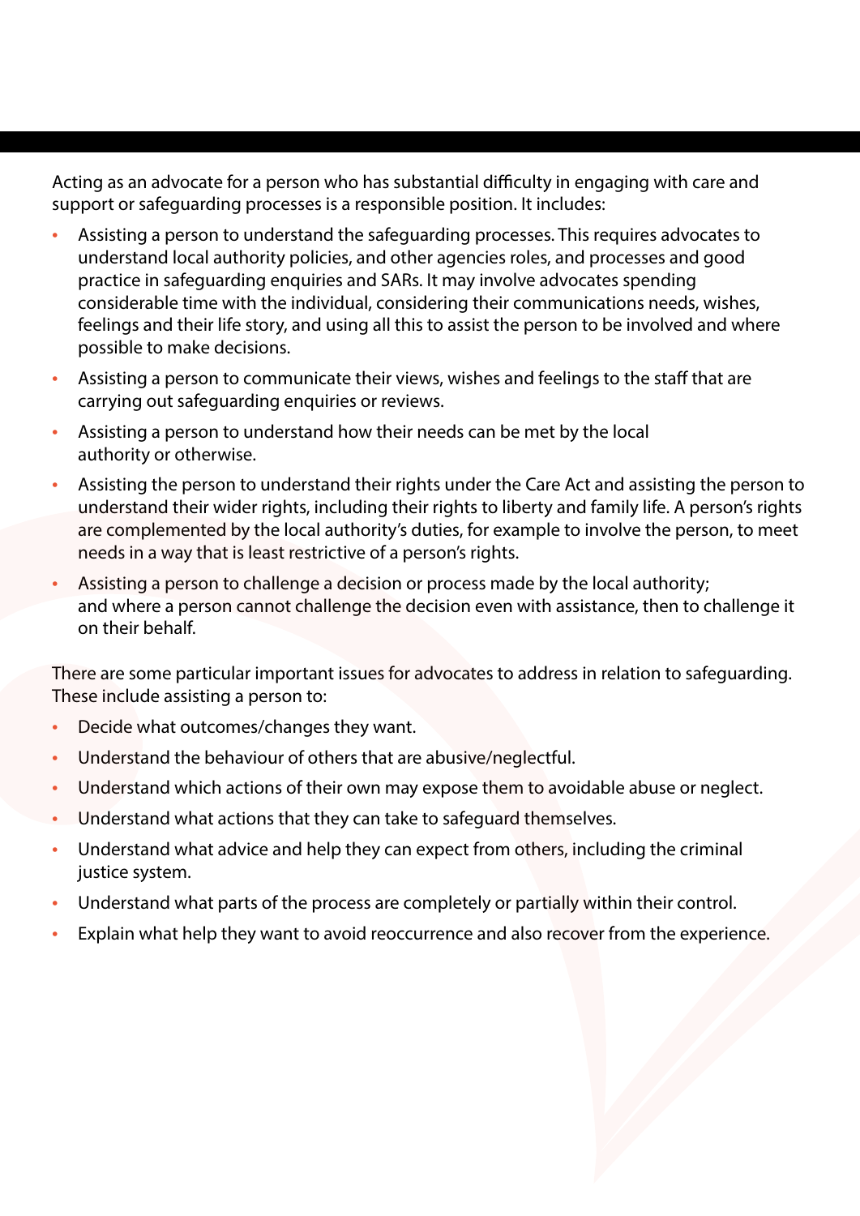Acting as an advocate for a person who has substantial difficulty in engaging with care and support or safeguarding processes is a responsible position. It includes:

- Assisting a person to understand the safeguarding processes. This requires advocates to understand local authority policies, and other agencies roles, and processes and good practice in safeguarding enquiries and SARs. It may involve advocates spending considerable time with the individual, considering their communications needs, wishes, feelings and their life story, and using all this to assist the person to be involved and where possible to make decisions.
- Assisting a person to communicate their views, wishes and feelings to the staff that are carrying out safeguarding enquiries or reviews.
- Assisting a person to understand how their needs can be met by the local authority or otherwise.
- Assisting the person to understand their rights under the Care Act and assisting the person to understand their wider rights, including their rights to liberty and family life. A person's rights are complemented by the local authority's duties, for example to involve the person, to meet needs in a way that is least restrictive of a person's rights.
- Assisting a person to challenge a decision or process made by the local authority; and where a person cannot challenge the decision even with assistance, then to challenge it on their behalf.

There are some particular important issues for advocates to address in relation to safeguarding. These include assisting a person to:

- Decide what outcomes/changes they want.
- Understand the behaviour of others that are abusive/neglectful.
- Understand which actions of their own may expose them to avoidable abuse or neglect.
- Understand what actions that they can take to safeguard themselves.
- Understand what advice and help they can expect from others, including the criminal justice system.
- Understand what parts of the process are completely or partially within their control.
- Explain what help they want to avoid reoccurrence and also recover from the experience.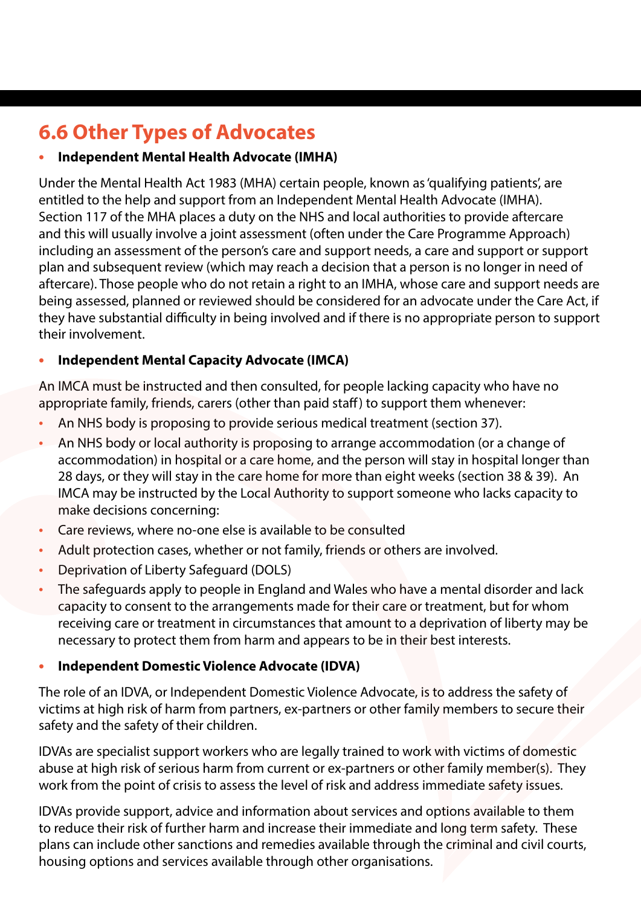## 6.6 Other Types of Advocates

- **Independent Mental Health Advocate (IMHA)**

Under the Mental Health Act 1983 (MHA) certain people, known as 'qualifying patients', are entitled to the help and support from an Independent Mental Health Advocate (IMHA). Section 117 of the MHA places a duty on the NHS and local authorities to provide aftercare and this will usually involve a joint assessment (often under the Care Programme Approach) including an assessment of the person's care and support needs, a care and support or support plan and subsequent review (which may reach a decision that a person is no longer in need of aftercare). Those people who do not retain a right to an IMHA, whose care and support needs are being assessed, planned or reviewed should be considered for an advocate under the Care Act, if they have substantial difficulty in being involved and if there is no appropriate person to support their involvement.

- **Independent Mental Capacity Advocate (IMCA)**

An IMCA must be instructed and then consulted, for people lacking capacity who have no appropriate family, friends, carers (other than paid staff) to support them whenever:

- An NHS body is proposing to provide serious medical treatment (section 37).
- An NHS body or local authority is proposing to arrange accommodation (or a change of accommodation) in hospital or a care home, and the person will stay in hospital longer than 28 days, or they will stay in the care home for more than eight weeks (section 38 & 39). An IMCA may be instructed by the Local Authority to support someone who lacks capacity to make decisions concerning:
- Care reviews, where no-one else is available to be consulted
- Adult protection cases, whether or not family, friends or others are involved.
- Deprivation of Liberty Safeguard (DOLS)
- The safeguards apply to people in England and Wales who have a mental disorder and lack capacity to consent to the arrangements made for their care or treatment, but for whom receiving care or treatment in circumstances that amount to a deprivation of liberty may be necessary to protect them from harm and appears to be in their best interests.

- **Independent Domestic Violence Advocate (IDVA)**

The role of an IDVA, or Independent Domestic Violence Advocate, is to address the safety of victims at high risk of harm from partners, ex-partners or other family members to secure their safety and the safety of their children.

IDVAs are specialist support workers who are legally trained to work with victims of domestic abuse at high risk of serious harm from current or ex-partners or other family member(s). They work from the point of crisis to assess the level of risk and address immediate safety issues.

IDVAs provide support, advice and information about services and options available to them to reduce their risk of further harm and increase their immediate and long term safety. These plans can include other sanctions and remedies available through the criminal and civil courts, housing options and services available through other organisations.